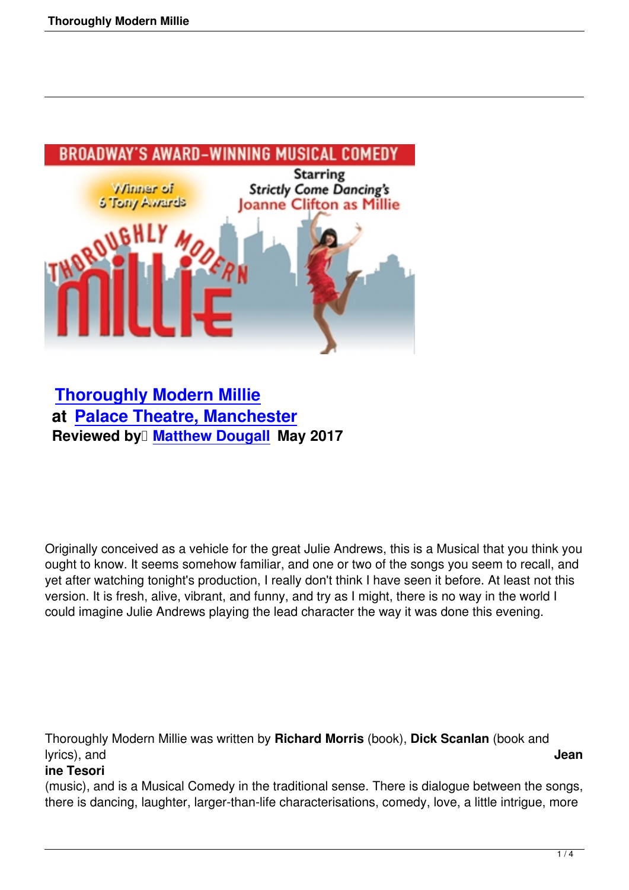## Thoroughly Modern Millie

**at Palace Theatre, Manchester**

**Reviewed by Matthew Dougall May 2017**

Originally conceived as a vehicle for the great Julie Andrews, this is a Musical that you think you ought to know. It seems somehow familiar, and one or two of the songs you seem to recall, and yet after watching tonight's production, I really don't think I have seen it before. At least not this version. It is fresh, alive, vibrant, and funny, and try as I might, there is no way in the world I could imagine Julie Andrews playing the lead character the way it was done this evening.

Thoroughly Modern Millie was written by **Richard Morris** (book), **Dick Scanlan** (book and lyrics), and **Jeanine Tesori** (music), and is a Musical Comedy in the traditional sense. There is dialogue between the songs, there is dancing, laughter, larger-than-life characterisations, comedy, love, a little intrigue, more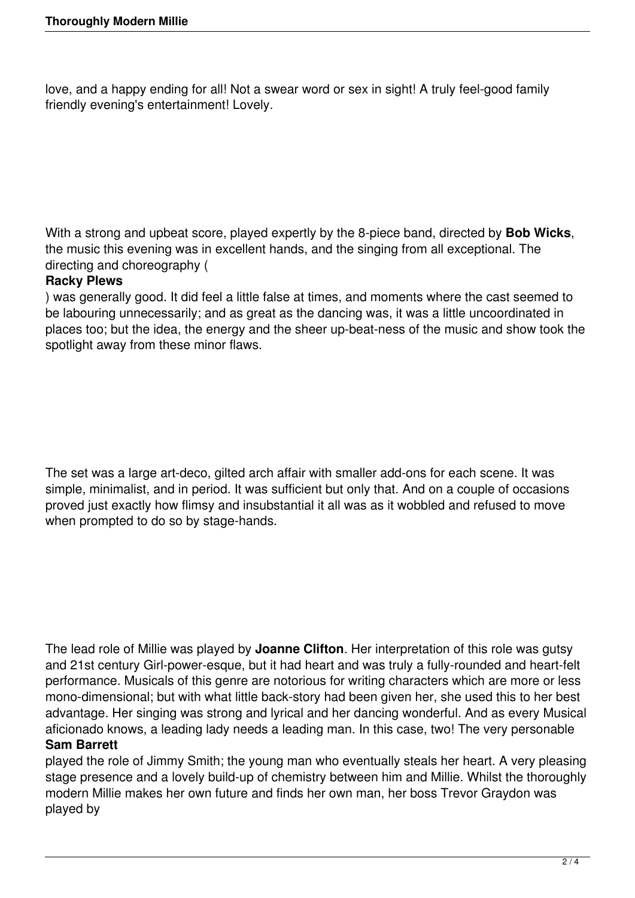love, and a happy ending for all! Not a swear word or sex in sight! A truly feel-good family friendly evening's entertainment! Lovely.

With a strong and upbeat score, played expertly by the 8-piece band, directed by **Bob Wicks**, the music this evening was in excellent hands, and the singing from all exceptional. The directing and choreography (**Racky Plews**) was generally good. It did feel a little false at times, and moments where the cast seemed to be labouring unnecessarily; and as great as the dancing was, it was a little uncoordinated in places too; but the idea, the energy and the sheer up-beat-ness of the music and show took the spotlight away from these minor flaws.

The set was a large art-deco, gilted arch affair with smaller add-ons for each scene. It was simple, minimalist, and in period. It was sufficient but only that. And on a couple of occasions proved just exactly how flimsy and insubstantial it all was as it wobbled and refused to move when prompted to do so by stage-hands.

The lead role of Millie was played by **Joanne Clifton**. Her interpretation of this role was gutsy and 21st century Girl-power-esque, but it had heart and was truly a fully-rounded and heart-felt performance. Musicals of this genre are notorious for writing characters which are more or less mono-dimensional; but with what little back-story had been given her, she used this to her best advantage. Her singing was strong and lyrical and her dancing wonderful. And as every Musical aficionado knows, a leading lady needs a leading man. In this case, two! The very personable **Sam Barrett** played the role of Jimmy Smith; the young man who eventually steals her heart. A very pleasing stage presence and a lovely build-up of chemistry between him and Millie. Whilst the thoroughly modern Millie makes her own future and finds her own man, her boss Trevor Graydon was played by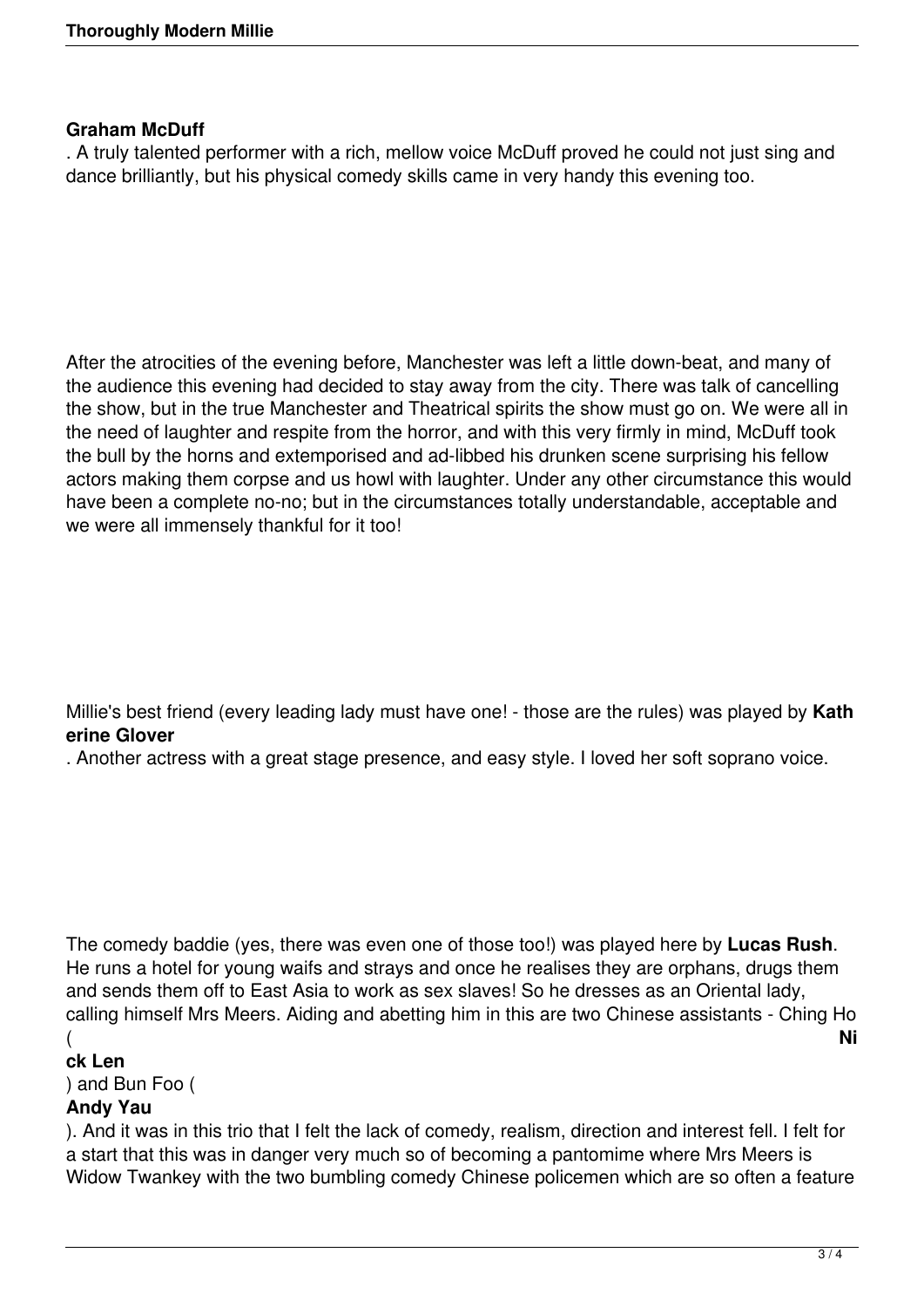**Graham McDuff**. A truly talented performer with a rich, mellow voice McDuff proved he could not just sing and dance brilliantly, but his physical comedy skills came in very handy this evening too.

After the atrocities of the evening before, Manchester was left a little down-beat, and many of the audience this evening had decided to stay away from the city. There was talk of cancelling the show, but in the true Manchester and Theatrical spirits the show must go on. We were all in the need of laughter and respite from the horror, and with this very firmly in mind, McDuff took the bull by the horns and extemporised and ad-libbed his drunken scene surprising his fellow actors making them corpse and us howl with laughter. Under any other circumstance this would have been a complete no-no; but in the circumstances totally understandable, acceptable and we were all immensely thankful for it too!

Millie's best friend (every leading lady must have one! - those are the rules) was played by **Katherine Glover**. Another actress with a great stage presence, and easy style. I loved her soft soprano voice.

The comedy baddie (yes, there was even one of those too!) was played here by **Lucas Rush**. He runs a hotel for young waifs and strays and once he realises they are orphans, drugs them and sends them off to East Asia to work as sex slaves! So he dresses as an Oriental lady, calling himself Mrs Meers. Aiding and abetting him in this are two Chinese assistants - Ching Ho (**Nick Len**) and Bun Foo (**Andy Yau**). And it was in this trio that I felt the lack of comedy, realism, direction and interest fell. I felt for a start that this was in danger very much so of becoming a pantomime where Mrs Meers is Widow Twankey with the two bumbling comedy Chinese policemen which are so often a feature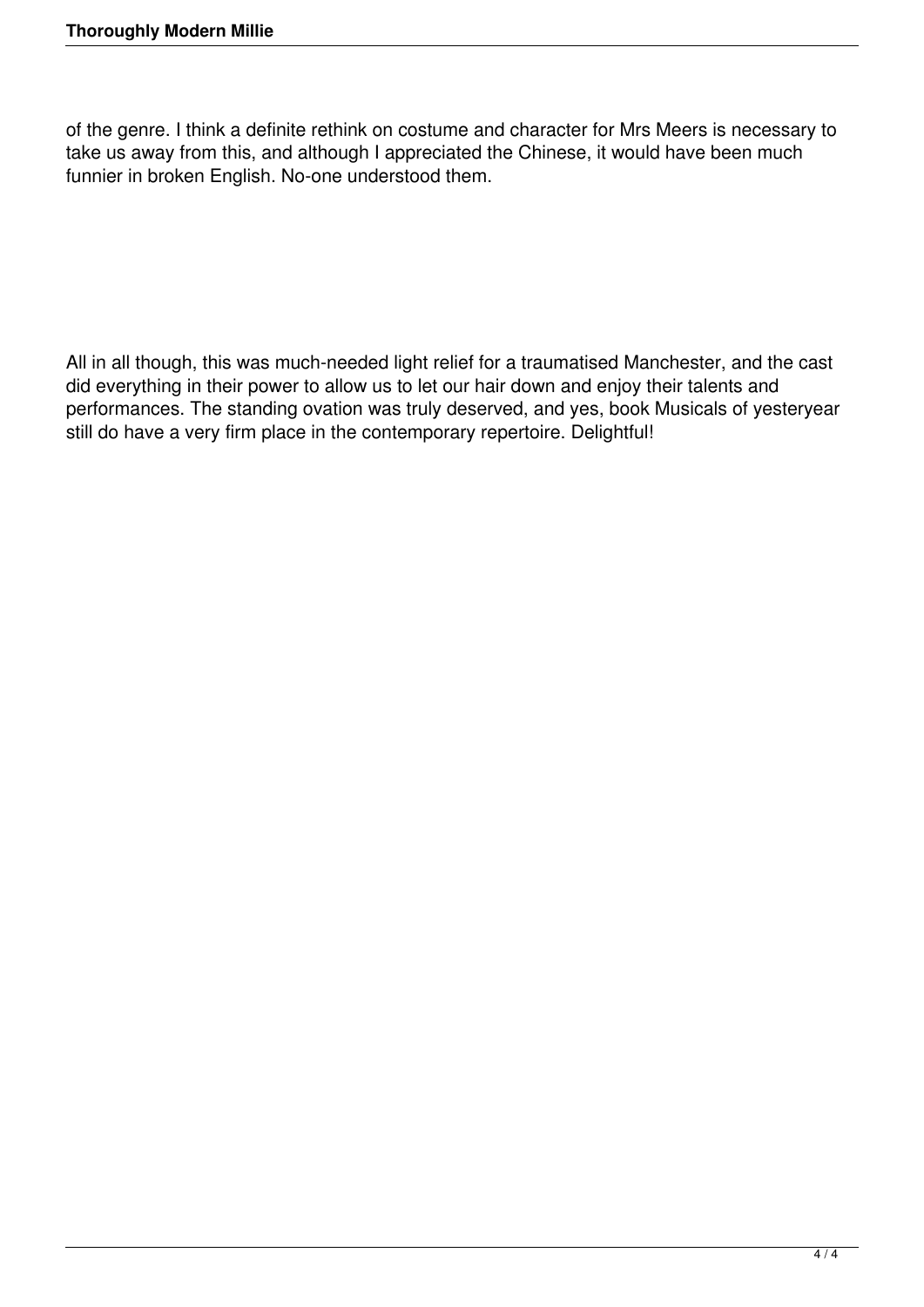of the genre. I think a definite rethink on costume and character for Mrs Meers is necessary to take us away from this, and although I appreciated the Chinese, it would have been much funnier in broken English. No-one understood them.

All in all though, this was much-needed light relief for a traumatised Manchester, and the cast did everything in their power to allow us to let our hair down and enjoy their talents and performances. The standing ovation was truly deserved, and yes, book Musicals of yesteryear still do have a very firm place in the contemporary repertoire. Delightful!